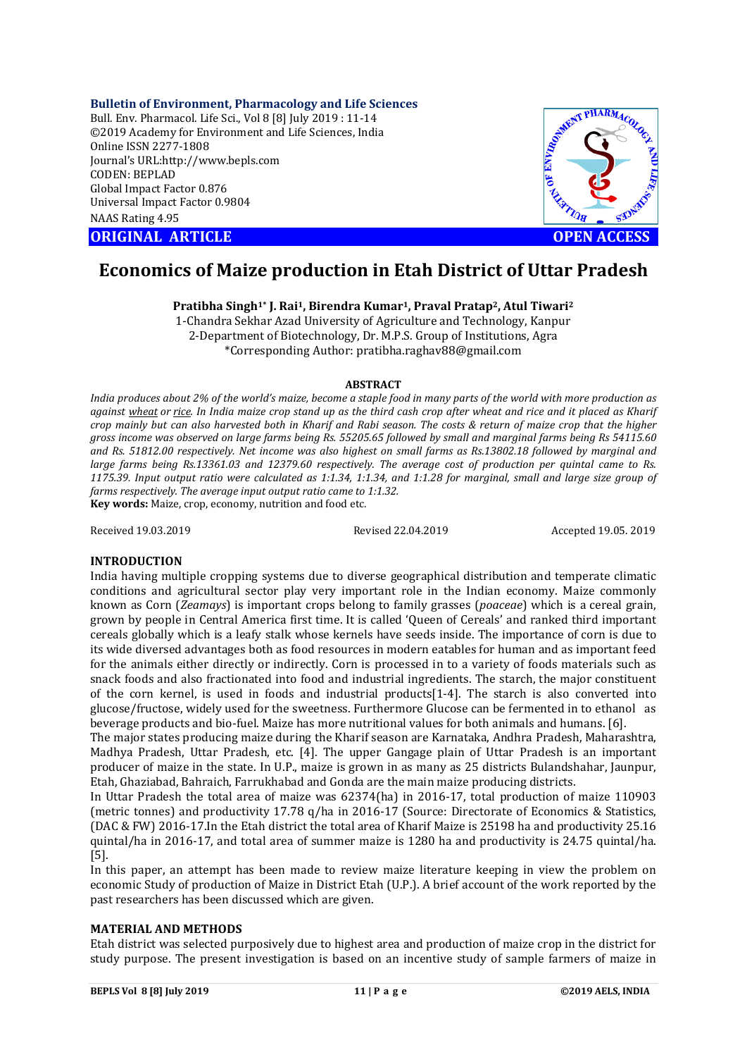**Bulletin of Environment, Pharmacology and Life Sciences**
Bull. Env. Pharmacol. Life Sci., Vol 8 [8] July 2019 : 11-14
©2019 Academy for Environment and Life Sciences, India
Online ISSN 2277-1808
Journal's URL:http://www.bepls.com
CODEN: BEPLAD
Global Impact Factor 0.876
Universal Impact Factor 0.9804
NAAS Rating 4.95

**ORIGINAL ARTICLE** **OPEN ACCESS**

# Economics of Maize production in Etah District of Uttar Pradesh

**Pratibha Singh[1]* J. Rai[1], Birendra Kumar[1], Praval Pratap[2], Atul Tiwari[2]**

1-Chandra Sekhar Azad University of Agriculture and Technology, Kanpur
2-Department of Biotechnology, Dr. M.P.S. Group of Institutions, Agra
*Corresponding Author: pratibha.raghav88@gmail.com

### ABSTRACT

*India produces about 2% of the world's maize, become a staple food in many parts of the world with more production as against wheat or rice. In India maize crop stand up as the third cash crop after wheat and rice and it placed as Kharif crop mainly but can also harvested both in Kharif and Rabi season. The costs & return of maize crop that the higher gross income was observed on large farms being Rs. 55205.65 followed by small and marginal farms being Rs 54115.60 and Rs. 51812.00 respectively. Net income was also highest on small farms as Rs.13802.18 followed by marginal and large farms being Rs.13361.03 and 12379.60 respectively. The average cost of production per quintal came to Rs. 1175.39. Input output ratio were calculated as 1:1.34, 1:1.34, and 1:1.28 for marginal, small and large size group of farms respectively. The average input output ratio came to 1:1.32.*

**Key words:** Maize, crop, economy, nutrition and food etc.

Received 19.03.2019 Revised 22.04.2019 Accepted 19.05. 2019

## INTRODUCTION

India having multiple cropping systems due to diverse geographical distribution and temperate climatic conditions and agricultural sector play very important role in the Indian economy. Maize commonly known as Corn (*Zeamays*) is important crops belong to family grasses (*poaceae*) which is a cereal grain, grown by people in Central America first time. It is called 'Queen of Cereals' and ranked third important cereals globally which is a leafy stalk whose kernels have seeds inside. The importance of corn is due to its wide diversed advantages both as food resources in modern eatables for human and as important feed for the animals either directly or indirectly. Corn is processed in to a variety of foods materials such as snack foods and also fractionated into food and industrial ingredients. The starch, the major constituent of the corn kernel, is used in foods and industrial products[1-4]. The starch is also converted into glucose/fructose, widely used for the sweetness. Furthermore Glucose can be fermented in to ethanol as beverage products and bio-fuel. Maize has more nutritional values for both animals and humans. [6].

The major states producing maize during the Kharif season are Karnataka, Andhra Pradesh, Maharashtra, Madhya Pradesh, Uttar Pradesh, etc. [4]. The upper Gangage plain of Uttar Pradesh is an important producer of maize in the state. In U.P., maize is grown in as many as 25 districts Bulandshahar, Jaunpur, Etah, Ghaziabad, Bahraich, Farrukhabad and Gonda are the main maize producing districts.

In Uttar Pradesh the total area of maize was 62374(ha) in 2016-17, total production of maize 110903 (metric tonnes) and productivity 17.78 q/ha in 2016-17 (Source: Directorate of Economics & Statistics, (DAC & FW) 2016-17.In the Etah district the total area of Kharif Maize is 25198 ha and productivity 25.16 quintal/ha in 2016-17, and total area of summer maize is 1280 ha and productivity is 24.75 quintal/ha. [5].

In this paper, an attempt has been made to review maize literature keeping in view the problem on economic Study of production of Maize in District Etah (U.P.). A brief account of the work reported by the past researchers has been discussed which are given.

## MATERIAL AND METHODS

Etah district was selected purposively due to highest area and production of maize crop in the district for study purpose. The present investigation is based on an incentive study of sample farmers of maize in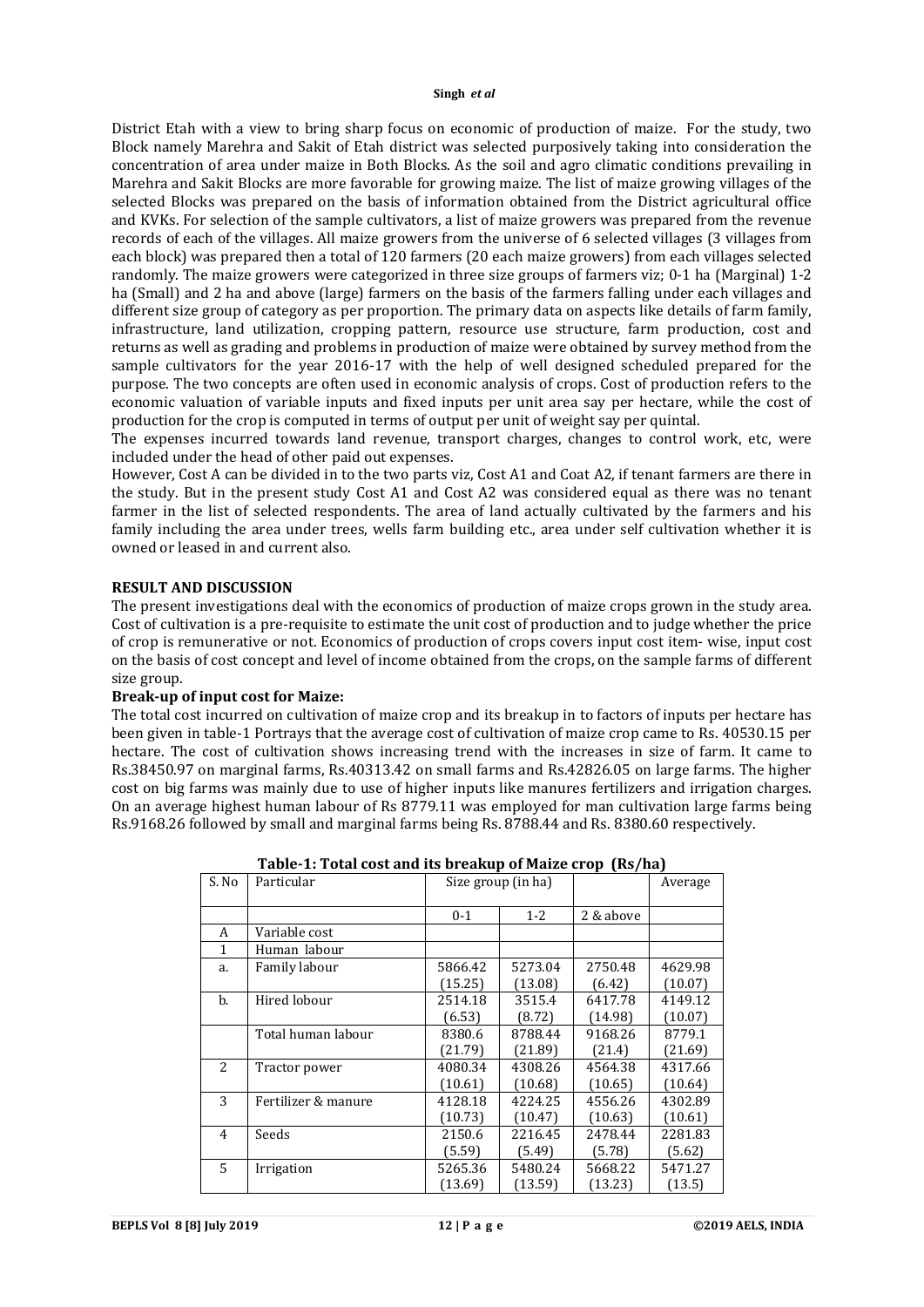District Etah with a view to bring sharp focus on economic of production of maize. For the study, two Block namely Marehra and Sakit of Etah district was selected purposively taking into consideration the concentration of area under maize in Both Blocks. As the soil and agro climatic conditions prevailing in Marehra and Sakit Blocks are more favorable for growing maize. The list of maize growing villages of the selected Blocks was prepared on the basis of information obtained from the District agricultural office and KVKs. For selection of the sample cultivators, a list of maize growers was prepared from the revenue records of each of the villages. All maize growers from the universe of 6 selected villages (3 villages from each block) was prepared then a total of 120 farmers (20 each maize growers) from each villages selected randomly. The maize growers were categorized in three size groups of farmers viz; 0-1 ha (Marginal) 1-2 ha (Small) and 2 ha and above (large) farmers on the basis of the farmers falling under each villages and different size group of category as per proportion. The primary data on aspects like details of farm family, infrastructure, land utilization, cropping pattern, resource use structure, farm production, cost and returns as well as grading and problems in production of maize were obtained by survey method from the sample cultivators for the year 2016-17 with the help of well designed scheduled prepared for the purpose. The two concepts are often used in economic analysis of crops. Cost of production refers to the economic valuation of variable inputs and fixed inputs per unit area say per hectare, while the cost of production for the crop is computed in terms of output per unit of weight say per quintal.

The expenses incurred towards land revenue, transport charges, changes to control work, etc, were included under the head of other paid out expenses.

However, Cost A can be divided in to the two parts viz, Cost A1 and Coat A2, if tenant farmers are there in the study. But in the present study Cost A1 and Cost A2 was considered equal as there was no tenant farmer in the list of selected respondents. The area of land actually cultivated by the farmers and his family including the area under trees, wells farm building etc., area under self cultivation whether it is owned or leased in and current also.

## RESULT AND DISCUSSION

The present investigations deal with the economics of production of maize crops grown in the study area. Cost of cultivation is a pre-requisite to estimate the unit cost of production and to judge whether the price of crop is remunerative or not. Economics of production of crops covers input cost item- wise, input cost on the basis of cost concept and level of income obtained from the crops, on the sample farms of different size group.

### Break-up of input cost for Maize:

The total cost incurred on cultivation of maize crop and its breakup in to factors of inputs per hectare has been given in table-1 Portrays that the average cost of cultivation of maize crop came to Rs. 40530.15 per hectare. The cost of cultivation shows increasing trend with the increases in size of farm. It came to Rs.38450.97 on marginal farms, Rs.40313.42 on small farms and Rs.42826.05 on large farms. The higher cost on big farms was mainly due to use of higher inputs like manures fertilizers and irrigation charges. On an average highest human labour of Rs 8779.11 was employed for man cultivation large farms being Rs.9168.26 followed by small and marginal farms being Rs. 8788.44 and Rs. 8380.60 respectively.

**Table-1: Total cost and its breakup of Maize crop (Rs/ha)**

| S. No | Particular | Size group (in ha) | | | Average |
|---|---|---|---|---|---|
| | | 0-1 | 1-2 | 2 & above | |
| A | Variable cost | | | | |
| 1 | Human labour | | | | |
| a. | Family labour | 5866.42 (15.25) | 5273.04 (13.08) | 2750.48 (6.42) | 4629.98 (10.07) |
| b. | Hired lobour | 2514.18 (6.53) | 3515.4 (8.72) | 6417.78 (14.98) | 4149.12 (10.07) |
| | Total human labour | 8380.6 (21.79) | 8788.44 (21.89) | 9168.26 (21.4) | 8779.1 (21.69) |
| 2 | Tractor power | 4080.34 (10.61) | 4308.26 (10.68) | 4564.38 (10.65) | 4317.66 (10.64) |
| 3 | Fertilizer & manure | 4128.18 (10.73) | 4224.25 (10.47) | 4556.26 (10.63) | 4302.89 (10.61) |
| 4 | Seeds | 2150.6 (5.59) | 2216.45 (5.49) | 2478.44 (5.78) | 2281.83 (5.62) |
| 5 | Irrigation | 5265.36 (13.69) | 5480.24 (13.59) | 5668.22 (13.23) | 5471.27 (13.5) |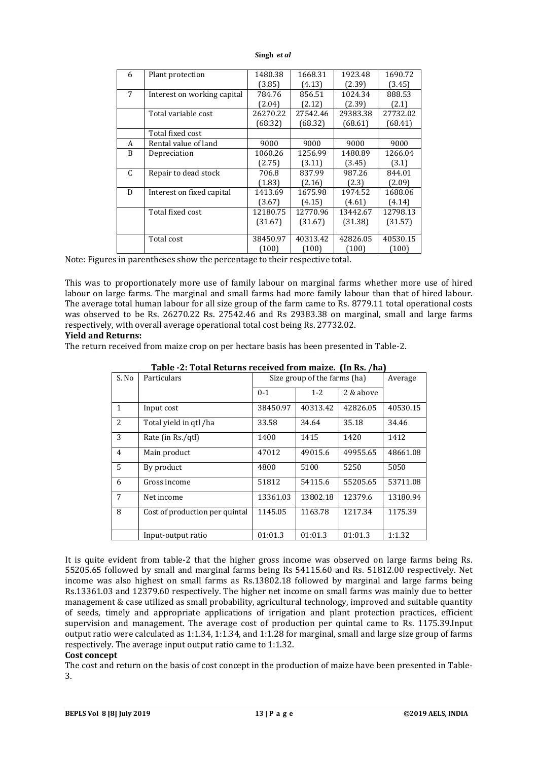| 6 | Plant protection | 1480.38 (3.85) | 1668.31 (4.13) | 1923.48 (2.39) | 1690.72 (3.45) |
|---|---|---|---|---|---|
| 7 | Interest on working capital | 784.76 (2.04) | 856.51 (2.12) | 1024.34 (2.39) | 888.53 (2.1) |
| | Total variable cost | 26270.22 (68.32) | 27542.46 (68.32) | 29383.38 (68.61) | 27732.02 (68.41) |
| | Total fixed cost | | | | |
| A | Rental value of land | 9000 | 9000 | 9000 | 9000 |
| B | Depreciation | 1060.26 (2.75) | 1256.99 (3.11) | 1480.89 (3.45) | 1266.04 (3.1) |
| C | Repair to dead stock | 706.8 (1.83) | 837.99 (2.16) | 987.26 (2.3) | 844.01 (2.09) |
| D | Interest on fixed capital | 1413.69 (3.67) | 1675.98 (4.15) | 1974.52 (4.61) | 1688.06 (4.14) |
| | Total fixed cost | 12180.75 (31.67) | 12770.96 (31.67) | 13442.67 (31.38) | 12798.13 (31.57) |
| | Total cost | 38450.97 (100) | 40313.42 (100) | 42826.05 (100) | 40530.15 (100) |

Note: Figures in parentheses show the percentage to their respective total.

This was to proportionately more use of family labour on marginal farms whether more use of hired labour on large farms. The marginal and small farms had more family labour than that of hired labour. The average total human labour for all size group of the farm came to Rs. 8779.11 total operational costs was observed to be Rs. 26270.22 Rs. 27542.46 and Rs 29383.38 on marginal, small and large farms respectively, with overall average operational total cost being Rs. 27732.02.

**Yield and Returns:**

The return received from maize crop on per hectare basis has been presented in Table-2.

**Table -2: Total Returns received from maize. (In Rs. /ha)**

| S. No | Particulars | Size group of the farms (ha) | | | Average |
|---|---|---|---|---|---|
| | | 0-1 | 1-2 | 2 & above | |
| 1 | Input cost | 38450.97 | 40313.42 | 42826.05 | 40530.15 |
| 2 | Total yield in qtl /ha | 33.58 | 34.64 | 35.18 | 34.46 |
| 3 | Rate (in Rs./qtl) | 1400 | 1415 | 1420 | 1412 |
| 4 | Main product | 47012 | 49015.6 | 49955.65 | 48661.08 |
| 5 | By product | 4800 | 5100 | 5250 | 5050 |
| 6 | Gross income | 51812 | 54115.6 | 55205.65 | 53711.08 |
| 7 | Net income | 13361.03 | 13802.18 | 12379.6 | 13180.94 |
| 8 | Cost of production per quintal | 1145.05 | 1163.78 | 1217.34 | 1175.39 |
| | Input-output ratio | 01:01.3 | 01:01.3 | 01:01.3 | 1:1.32 |

It is quite evident from table-2 that the higher gross income was observed on large farms being Rs. 55205.65 followed by small and marginal farms being Rs 54115.60 and Rs. 51812.00 respectively. Net income was also highest on small farms as Rs.13802.18 followed by marginal and large farms being Rs.13361.03 and 12379.60 respectively. The higher net income on small farms was mainly due to better management & case utilized as small probability, agricultural technology, improved and suitable quantity of seeds, timely and appropriate applications of irrigation and plant protection practices, efficient supervision and management. The average cost of production per quintal came to Rs. 1175.39.Input output ratio were calculated as 1:1.34, 1:1.34, and 1:1.28 for marginal, small and large size group of farms respectively. The average input output ratio came to 1:1.32.

**Cost concept**

The cost and return on the basis of cost concept in the production of maize have been presented in Table-3.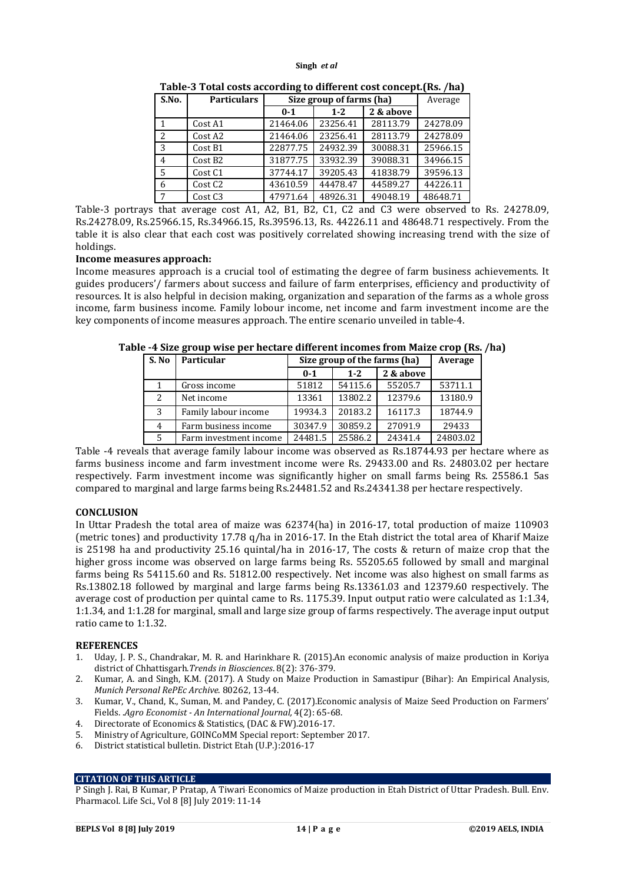**Table-3 Total costs according to different cost concept.(Rs. /ha)**

| S.No. | Particulars | Size group of farms (ha) | | | Average |
|---|---|---|---|---|---|
| | | 0-1 | 1-2 | 2 & above | |
| 1 | Cost A1 | 21464.06 | 23256.41 | 28113.79 | 24278.09 |
| 2 | Cost A2 | 21464.06 | 23256.41 | 28113.79 | 24278.09 |
| 3 | Cost B1 | 22877.75 | 24932.39 | 30088.31 | 25966.15 |
| 4 | Cost B2 | 31877.75 | 33932.39 | 39088.31 | 34966.15 |
| 5 | Cost C1 | 37744.17 | 39205.43 | 41838.79 | 39596.13 |
| 6 | Cost C2 | 43610.59 | 44478.47 | 44589.27 | 44226.11 |
| 7 | Cost C3 | 47971.64 | 48926.31 | 49048.19 | 48648.71 |

Table-3 portrays that average cost A1, A2, B1, B2, C1, C2 and C3 were observed to Rs. 24278.09, Rs.24278.09, Rs.25966.15, Rs.34966.15, Rs.39596.13, Rs. 44226.11 and 48648.71 respectively. From the table it is also clear that each cost was positively correlated showing increasing trend with the size of holdings.

**Income measures approach:**

Income measures approach is a crucial tool of estimating the degree of farm business achievements. It guides producers'/ farmers about success and failure of farm enterprises, efficiency and productivity of resources. It is also helpful in decision making, organization and separation of the farms as a whole gross income, farm business income. Family lobour income, net income and farm investment income are the key components of income measures approach. The entire scenario unveiled in table-4.

**Table -4 Size group wise per hectare different incomes from Maize crop (Rs. /ha)**

| S. No | Particular | Size group of the farms (ha) | | | Average |
|---|---|---|---|---|---|
| | | 0-1 | 1-2 | 2 & above | |
| 1 | Gross income | 51812 | 54115.6 | 55205.7 | 53711.1 |
| 2 | Net income | 13361 | 13802.2 | 12379.6 | 13180.9 |
| 3 | Family labour income | 19934.3 | 20183.2 | 16117.3 | 18744.9 |
| 4 | Farm business income | 30347.9 | 30859.2 | 27091.9 | 29433 |
| 5 | Farm investment income | 24481.5 | 25586.2 | 24341.4 | 24803.02 |

Table -4 reveals that average family labour income was observed as Rs.18744.93 per hectare where as farms business income and farm investment income were Rs. 29433.00 and Rs. 24803.02 per hectare respectively. Farm investment income was significantly higher on small farms being Rs. 25586.1 5as compared to marginal and large farms being Rs.24481.52 and Rs.24341.38 per hectare respectively.

## CONCLUSION

In Uttar Pradesh the total area of maize was 62374(ha) in 2016-17, total production of maize 110903 (metric tones) and productivity 17.78 q/ha in 2016-17. In the Etah district the total area of Kharif Maize is 25198 ha and productivity 25.16 quintal/ha in 2016-17, The costs & return of maize crop that the higher gross income was observed on large farms being Rs. 55205.65 followed by small and marginal farms being Rs 54115.60 and Rs. 51812.00 respectively. Net income was also highest on small farms as Rs.13802.18 followed by marginal and large farms being Rs.13361.03 and 12379.60 respectively. The average cost of production per quintal came to Rs. 1175.39. Input output ratio were calculated as 1:1.34, 1:1.34, and 1:1.28 for marginal, small and large size group of farms respectively. The average input output ratio came to 1:1.32.

## REFERENCES

1. Uday, J. P. S., Chandrakar, M. R. and Harinkhare R. (2015).An economic analysis of maize production in Koriya district of Chhattisgarh.*Trends in Biosciences*. 8(2): 376-379.
2. Kumar, A. and Singh, K.M. (2017). A Study on Maize Production in Samastipur (Bihar): An Empirical Analysis, *Munich Personal RePEc Archive.* 80262, 13-44.
3. Kumar, V., Chand, K., Suman, M. and Pandey, C. (2017).Economic analysis of Maize Seed Production on Farmers' Fields. *Agro Economist - An International Journal,* 4(2): 65-68.
4. Directorate of Economics & Statistics, (DAC & FW).2016-17.
5. Ministry of Agriculture, GOINCoMM Special report: September 2017.
6. District statistical bulletin. District Etah (U.P.):2016-17

**CITATION OF THIS ARTICLE**

P Singh J. Rai, B Kumar, P Pratap, A Tiwari Economics of Maize production in Etah District of Uttar Pradesh. Bull. Env. Pharmacol. Life Sci., Vol 8 [8] July 2019: 11-14